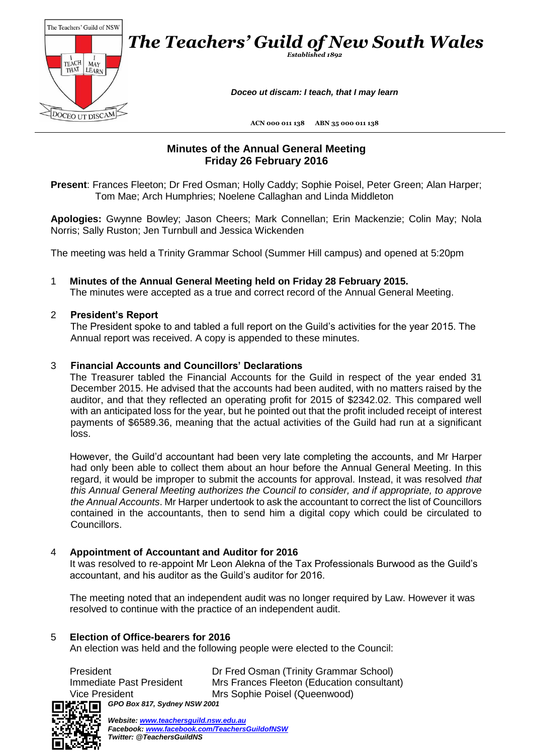# The Teachers' Guild of New South Wales

*Established 1892*

***Doceo ut discam: I teach, that I may learn***

ACN 000 011 138 ABN 35 000 011 138

## Minutes of the Annual General Meeting
## Friday 26 February 2016

**Present**: Frances Fleeton; Dr Fred Osman; Holly Caddy; Sophie Poisel, Peter Green; Alan Harper; Tom Mae; Arch Humphries; Noelene Callaghan and Linda Middleton

**Apologies:** Gwynne Bowley; Jason Cheers; Mark Connellan; Erin Mackenzie; Colin May; Nola Norris; Sally Ruston; Jen Turnbull and Jessica Wickenden

The meeting was held a Trinity Grammar School (Summer Hill campus) and opened at 5:20pm

1 **Minutes of the Annual General Meeting held on Friday 28 February 2015.**
The minutes were accepted as a true and correct record of the Annual General Meeting.

2 **President's Report**
The President spoke to and tabled a full report on the Guild's activities for the year 2015. The Annual report was received. A copy is appended to these minutes.

3 **Financial Accounts and Councillors' Declarations**
The Treasurer tabled the Financial Accounts for the Guild in respect of the year ended 31 December 2015. He advised that the accounts had been audited, with no matters raised by the auditor, and that they reflected an operating profit for 2015 of $2342.02. This compared well with an anticipated loss for the year, but he pointed out that the profit included receipt of interest payments of $6589.36, meaning that the actual activities of the Guild had run at a significant loss.

However, the Guild'd accountant had been very late completing the accounts, and Mr Harper had only been able to collect them about an hour before the Annual General Meeting. In this regard, it would be improper to submit the accounts for approval. Instead, it was resolved *that this Annual General Meeting authorizes the Council to consider, and if appropriate, to approve the Annual Accounts*. Mr Harper undertook to ask the accountant to correct the list of Councillors contained in the accountants, then to send him a digital copy which could be circulated to Councillors.

4 **Appointment of Accountant and Auditor for 2016**
It was resolved to re-appoint Mr Leon Alekna of the Tax Professionals Burwood as the Guild's accountant, and his auditor as the Guild's auditor for 2016.

The meeting noted that an independent audit was no longer required by Law. However it was resolved to continue with the practice of an independent audit.

5 **Election of Office-bearers for 2016**
An election was held and the following people were elected to the Council:

| | |
|---|---|
| President | Dr Fred Osman (Trinity Grammar School) |
| Immediate Past President | Mrs Frances Fleeton (Education consultant) |
| Vice President | Mrs Sophie Poisel (Queenwood) |

***GPO Box 817, Sydney NSW 2001***

***Website: www.teachersguild.nsw.edu.au***
***Facebook: www.facebook.com/TeachersGuildofNSW***
***Twitter: @TeachersGuildNS***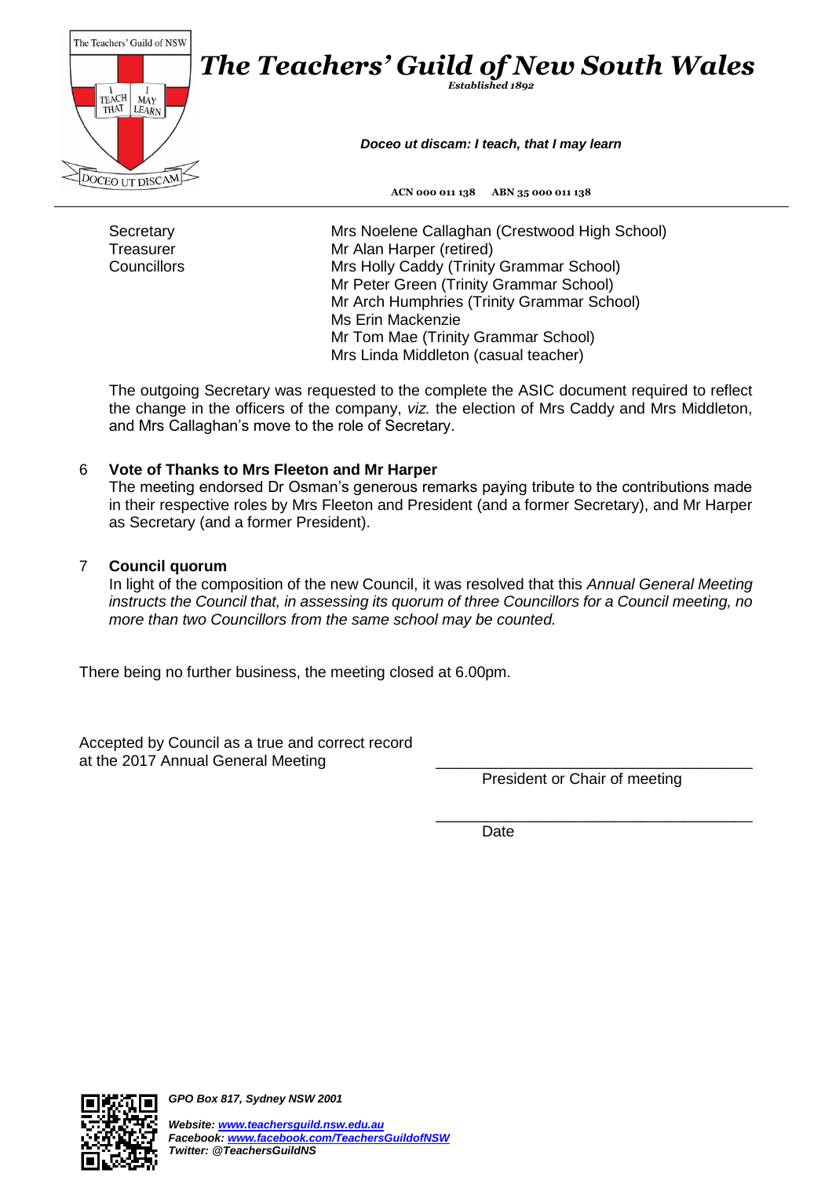# The Teachers' Guild of New South Wales

*Established 1892*

***Doceo ut discam: I teach, that I may learn***

ACN 000 011 138 ABN 35 000 011 138

| | |
|---|---|
| Secretary | Mrs Noelene Callaghan (Crestwood High School) |
| Treasurer | Mr Alan Harper (retired) |
| Councillors | Mrs Holly Caddy (Trinity Grammar School) |
| | Mr Peter Green (Trinity Grammar School) |
| | Mr Arch Humphries (Trinity Grammar School) |
| | Ms Erin Mackenzie |
| | Mr Tom Mae (Trinity Grammar School) |
| | Mrs Linda Middleton (casual teacher) |

The outgoing Secretary was requested to the complete the ASIC document required to reflect the change in the officers of the company, *viz.* the election of Mrs Caddy and Mrs Middleton, and Mrs Callaghan's move to the role of Secretary.

6 **Vote of Thanks to Mrs Fleeton and Mr Harper**

The meeting endorsed Dr Osman's generous remarks paying tribute to the contributions made in their respective roles by Mrs Fleeton and President (and a former Secretary), and Mr Harper as Secretary (and a former President).

7 **Council quorum**

In light of the composition of the new Council, it was resolved that this *Annual General Meeting instructs the Council that, in assessing its quorum of three Councillors for a Council meeting, no more than two Councillors from the same school may be counted.*

There being no further business, the meeting closed at 6.00pm.

Accepted by Council as a true and correct record at the 2017 Annual General Meeting

\_\_\_\_\_\_\_\_\_\_\_\_\_\_\_\_\_\_\_\_\_\_\_\_\_\_\_\_\_\_\_\_\_\_\_\_\_\_
President or Chair of meeting

\_\_\_\_\_\_\_\_\_\_\_\_\_\_\_\_\_\_\_\_\_\_\_\_\_\_\_\_\_\_\_\_\_\_\_\_\_\_
Date

***GPO Box 817, Sydney NSW 2001***

***Website: [www.teachersguild.nsw.edu.au](http://www.teachersguild.nsw.edu.au)***
***Facebook: [www.facebook.com/TeachersGuildofNSW](http://www.facebook.com/TeachersGuildofNSW)***
***Twitter: @TeachersGuildNS***